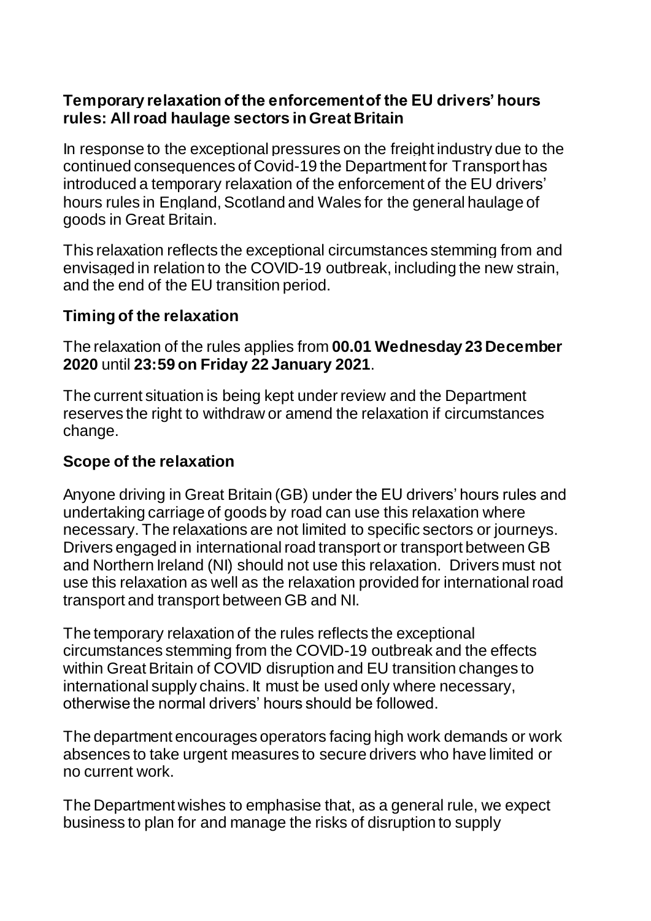## Temporary relaxation of the enforcement of the EU drivers' hours rules: All road haulage sectors in Great Britain

In response to the exceptional pressures on the freight industry due to the continued consequences of Covid-19 the Department for Transport has introduced a temporary relaxation of the enforcement of the EU drivers' hours rules in England, Scotland and Wales for the general haulage of goods in Great Britain.

This relaxation reflects the exceptional circumstances stemming from and envisaged in relation to the COVID-19 outbreak, including the new strain, and the end of the EU transition period.

### Timing of the relaxation

The relaxation of the rules applies from **00.01 Wednesday 23 December 2020** until **23:59 on Friday 22 January 2021**.

The current situation is being kept under review and the Department reserves the right to withdraw or amend the relaxation if circumstances change.

### Scope of the relaxation

Anyone driving in Great Britain (GB) under the EU drivers' hours rules and undertaking carriage of goods by road can use this relaxation where necessary. The relaxations are not limited to specific sectors or journeys. Drivers engaged in international road transport or transport between GB and Northern Ireland (NI) should not use this relaxation. Drivers must not use this relaxation as well as the relaxation provided for international road transport and transport between GB and NI.

The temporary relaxation of the rules reflects the exceptional circumstances stemming from the COVID-19 outbreak and the effects within Great Britain of COVID disruption and EU transition changes to international supply chains. It must be used only where necessary, otherwise the normal drivers' hours should be followed.

The department encourages operators facing high work demands or work absences to take urgent measures to secure drivers who have limited or no current work.

The Department wishes to emphasise that, as a general rule, we expect business to plan for and manage the risks of disruption to supply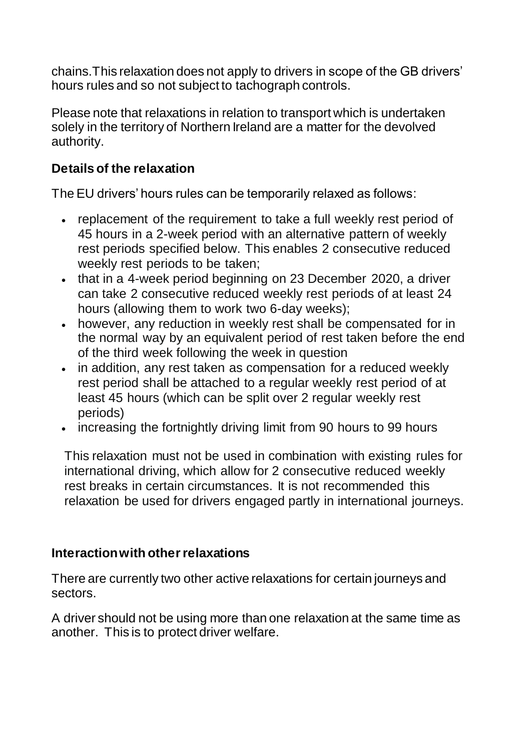chains.This relaxation does not apply to drivers in scope of the GB drivers' hours rules and so not subject to tachograph controls.

Please note that relaxations in relation to transport which is undertaken solely in the territory of Northern Ireland are a matter for the devolved authority.

## Details of the relaxation

The EU drivers' hours rules can be temporarily relaxed as follows:

- replacement of the requirement to take a full weekly rest period of 45 hours in a 2-week period with an alternative pattern of weekly rest periods specified below. This enables 2 consecutive reduced weekly rest periods to be taken;
- that in a 4-week period beginning on 23 December 2020, a driver can take 2 consecutive reduced weekly rest periods of at least 24 hours (allowing them to work two 6-day weeks);
- however, any reduction in weekly rest shall be compensated for in the normal way by an equivalent period of rest taken before the end of the third week following the week in question
- in addition, any rest taken as compensation for a reduced weekly rest period shall be attached to a regular weekly rest period of at least 45 hours (which can be split over 2 regular weekly rest periods)
- increasing the fortnightly driving limit from 90 hours to 99 hours

This relaxation must not be used in combination with existing rules for international driving, which allow for 2 consecutive reduced weekly rest breaks in certain circumstances. It is not recommended this relaxation be used for drivers engaged partly in international journeys.

## Interaction with other relaxations

There are currently two other active relaxations for certain journeys and sectors.

A driver should not be using more than one relaxation at the same time as another. This is to protect driver welfare.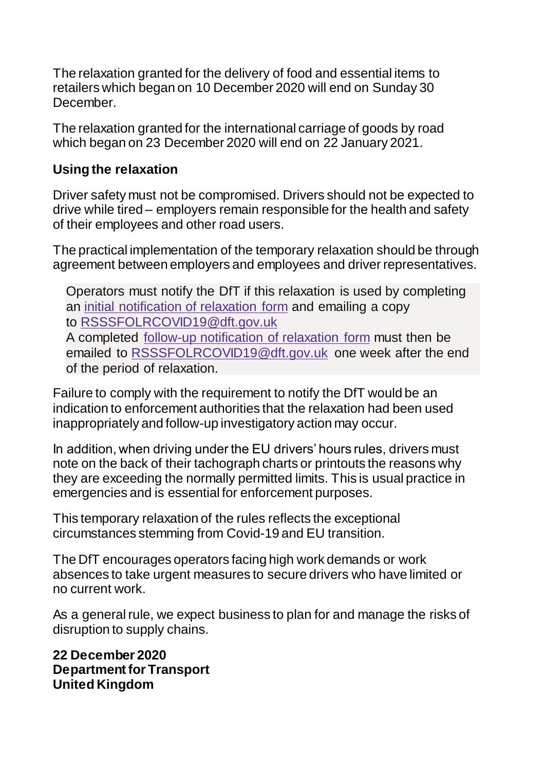The relaxation granted for the delivery of food and essential items to retailers which began on 10 December 2020 will end on Sunday 30 December.

The relaxation granted for the international carriage of goods by road which began on 23 December 2020 will end on 22 January 2021.

**Using the relaxation**

Driver safety must not be compromised. Drivers should not be expected to drive while tired – employers remain responsible for the health and safety of their employees and other road users.

The practical implementation of the temporary relaxation should be through agreement between employers and employees and driver representatives.

> Operators must notify the DfT if this relaxation is used by completing an initial notification of relaxation form and emailing a copy to RSSSFOLRCOVID19@dft.gov.uk
> A completed follow-up notification of relaxation form must then be emailed to RSSSFOLRCOVID19@dft.gov.uk one week after the end of the period of relaxation.

Failure to comply with the requirement to notify the DfT would be an indication to enforcement authorities that the relaxation had been used inappropriately and follow-up investigatory action may occur.

In addition, when driving under the EU drivers' hours rules, drivers must note on the back of their tachograph charts or printouts the reasons why they are exceeding the normally permitted limits. This is usual practice in emergencies and is essential for enforcement purposes.

This temporary relaxation of the rules reflects the exceptional circumstances stemming from Covid-19 and EU transition.

The DfT encourages operators facing high work demands or work absences to take urgent measures to secure drivers who have limited or no current work.

As a general rule, we expect business to plan for and manage the risks of disruption to supply chains.

**22 December 2020**
**Department for Transport**
**United Kingdom**